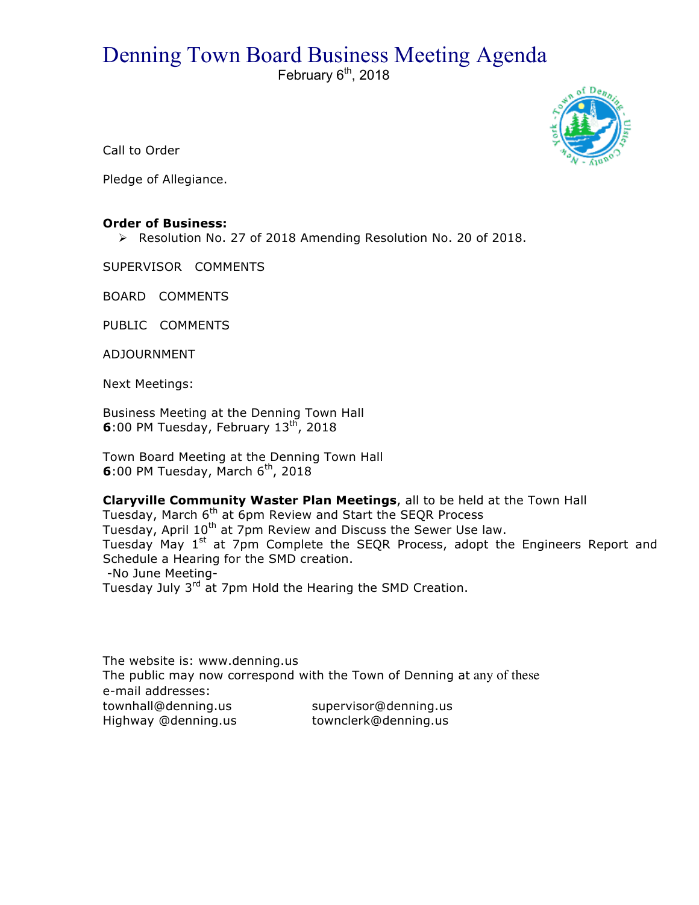# Denning Town Board Business Meeting Agenda

February 6th, 2018

Call to Order

Pledge of Allegiance.

**Order of Business:**

- Resolution No. 27 of 2018 Amending Resolution No. 20 of 2018.

SUPERVISOR COMMENTS

BOARD COMMENTS

PUBLIC COMMENTS

ADJOURNMENT

Next Meetings:

Business Meeting at the Denning Town Hall
**6**:00 PM Tuesday, February 13th, 2018

Town Board Meeting at the Denning Town Hall
**6**:00 PM Tuesday, March 6th, 2018

**Claryville Community Waster Plan Meetings**, all to be held at the Town Hall
Tuesday, March 6th at 6pm Review and Start the SEQR Process
Tuesday, April 10th at 7pm Review and Discuss the Sewer Use law.
Tuesday May 1st at 7pm Complete the SEQR Process, adopt the Engineers Report and Schedule a Hearing for the SMD creation.
-No June Meeting-
Tuesday July 3rd at 7pm Hold the Hearing the SMD Creation.

The website is: www.denning.us
The public may now correspond with the Town of Denning at any of these e-mail addresses:

townhall@denning.us
supervisor@denning.us
Highway @denning.us
townclerk@denning.us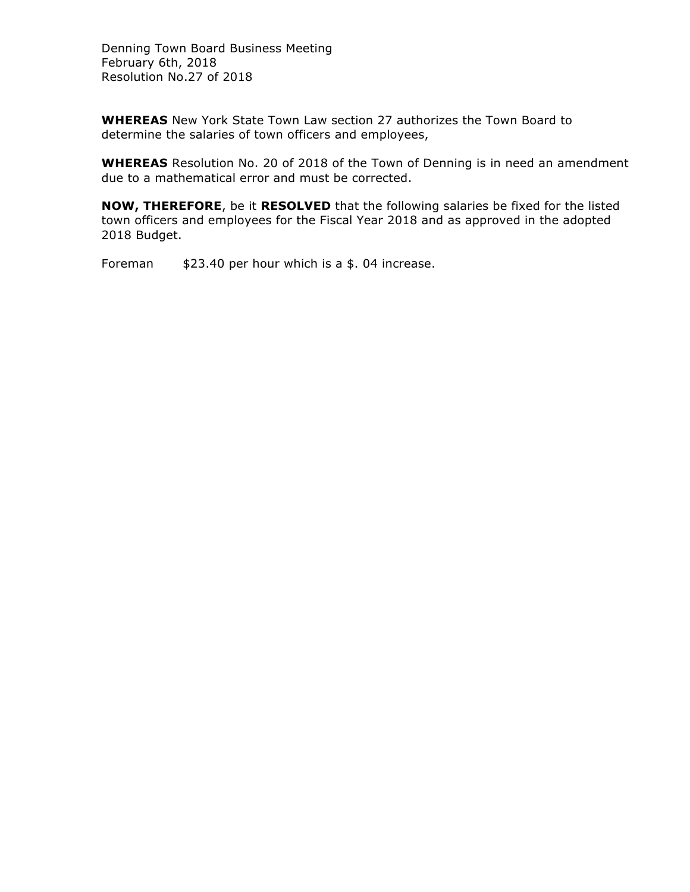Denning Town Board Business Meeting
February 6th, 2018
Resolution No.27 of 2018

**WHEREAS** New York State Town Law section 27 authorizes the Town Board to determine the salaries of town officers and employees,

**WHEREAS** Resolution No. 20 of 2018 of the Town of Denning is in need an amendment due to a mathematical error and must be corrected.

**NOW, THEREFORE**, be it **RESOLVED** that the following salaries be fixed for the listed town officers and employees for the Fiscal Year 2018 and as approved in the adopted 2018 Budget.

Foreman $23.40 per hour which is a $. 04 increase.